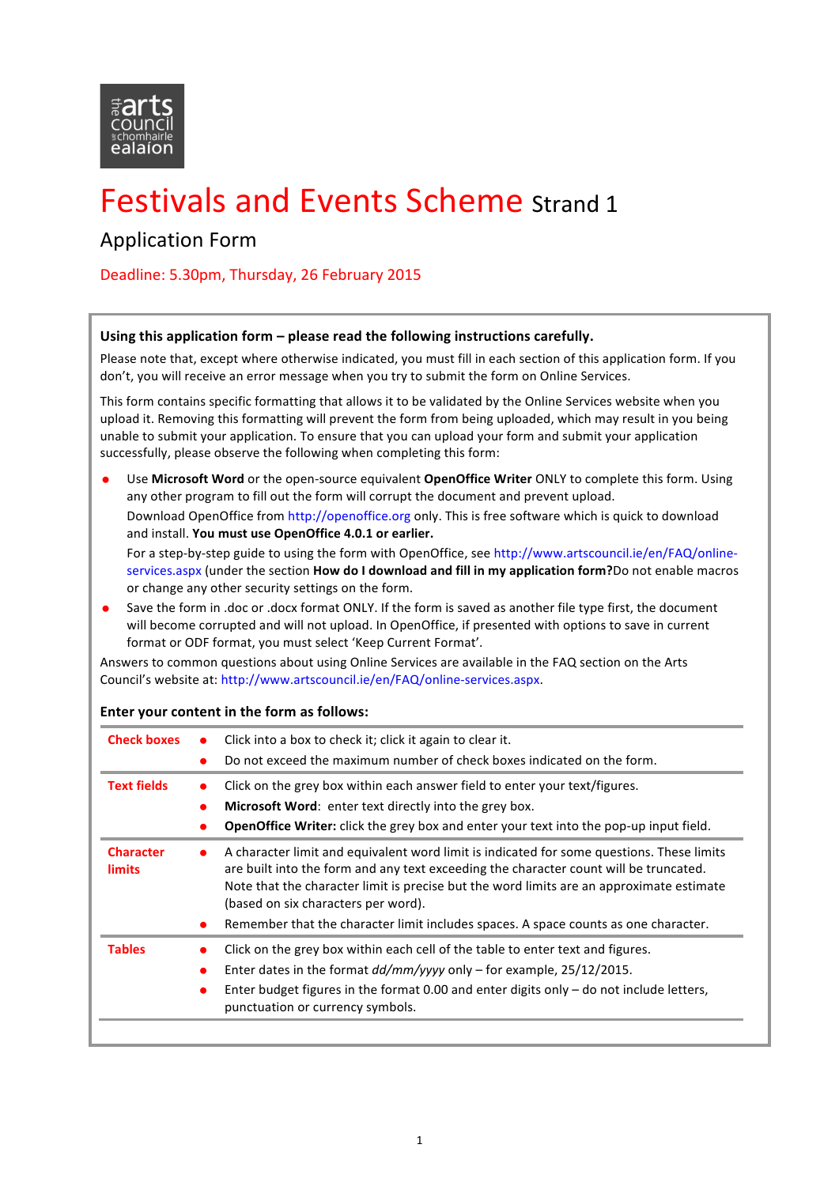# Festivals and Events Scheme Strand 1

## Application Form

Deadline: 5.30pm, Thursday, 26 February 2015

**Using this application form – please read the following instructions carefully.**

Please note that, except where otherwise indicated, you must fill in each section of this application form. If you don't, you will receive an error message when you try to submit the form on Online Services.

This form contains specific formatting that allows it to be validated by the Online Services website when you upload it. Removing this formatting will prevent the form from being uploaded, which may result in you being unable to submit your application. To ensure that you can upload your form and submit your application successfully, please observe the following when completing this form:

- Use **Microsoft Word** or the open-source equivalent **OpenOffice Writer** ONLY to complete this form. Using any other program to fill out the form will corrupt the document and prevent upload.

  Download OpenOffice from http://openoffice.org only. This is free software which is quick to download and install. **You must use OpenOffice 4.0.1 or earlier.**

  For a step-by-step guide to using the form with OpenOffice, see http://www.artscouncil.ie/en/FAQ/online-services.aspx (under the section **How do I download and fill in my application form?**Do not enable macros or change any other security settings on the form.
- Save the form in .doc or .docx format ONLY. If the form is saved as another file type first, the document will become corrupted and will not upload. In OpenOffice, if presented with options to save in current format or ODF format, you must select 'Keep Current Format'.

Answers to common questions about using Online Services are available in the FAQ section on the Arts Council's website at: http://www.artscouncil.ie/en/FAQ/online-services.aspx.

**Enter your content in the form as follows:**

| | |
|---|---|
| **Check boxes** | • Click into a box to check it; click it again to clear it.<br>• Do not exceed the maximum number of check boxes indicated on the form. |
| **Text fields** | • Click on the grey box within each answer field to enter your text/figures.<br>• **Microsoft Word**: enter text directly into the grey box.<br>• **OpenOffice Writer:** click the grey box and enter your text into the pop-up input field. |
| **Character limits** | • A character limit and equivalent word limit is indicated for some questions. These limits are built into the form and any text exceeding the character count will be truncated. Note that the character limit is precise but the word limits are an approximate estimate (based on six characters per word).<br>• Remember that the character limit includes spaces. A space counts as one character. |
| **Tables** | • Click on the grey box within each cell of the table to enter text and figures.<br>• Enter dates in the format *dd/mm/yyyy* only – for example, 25/12/2015.<br>• Enter budget figures in the format 0.00 and enter digits only – do not include letters, punctuation or currency symbols. |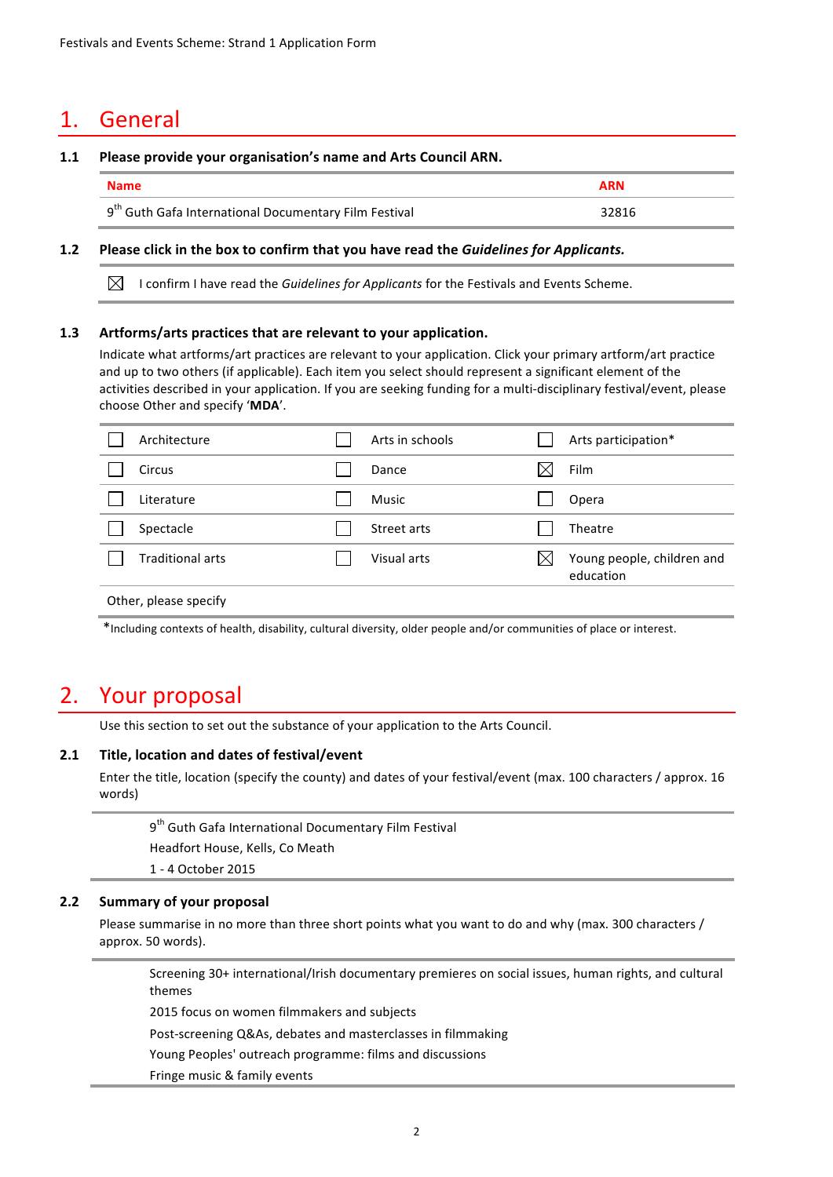# 1. General

### 1.1 Please provide your organisation's name and Arts Council ARN.

| Name | ARN |
|---|---|
| 9th Guth Gafa International Documentary Film Festival | 32816 |

### 1.2 Please click in the box to confirm that you have read the *Guidelines for Applicants.*

☒ I confirm I have read the *Guidelines for Applicants* for the Festivals and Events Scheme.

### 1.3 Artforms/arts practices that are relevant to your application.

Indicate what artforms/art practices are relevant to your application. Click your primary artform/art practice and up to two others (if applicable). Each item you select should represent a significant element of the activities described in your application. If you are seeking funding for a multi-disciplinary festival/event, please choose Other and specify '**MDA**'.

| | | |
|---|---|---|
| ☐ Architecture | ☐ Arts in schools | ☐ Arts participation* |
| ☐ Circus | ☐ Dance | ☒ Film |
| ☐ Literature | ☐ Music | ☐ Opera |
| ☐ Spectacle | ☐ Street arts | ☐ Theatre |
| ☐ Traditional arts | ☐ Visual arts | ☒ Young people, children and education |
| Other, please specify | | |

*Including contexts of health, disability, cultural diversity, older people and/or communities of place or interest.

# 2. Your proposal

Use this section to set out the substance of your application to the Arts Council.

### 2.1 Title, location and dates of festival/event

Enter the title, location (specify the county) and dates of your festival/event (max. 100 characters / approx. 16 words)

9th Guth Gafa International Documentary Film Festival
Headfort House, Kells, Co Meath
1 - 4 October 2015

### 2.2 Summary of your proposal

Please summarise in no more than three short points what you want to do and why (max. 300 characters / approx. 50 words).

Screening 30+ international/Irish documentary premieres on social issues, human rights, and cultural themes
2015 focus on women filmmakers and subjects
Post-screening Q&As, debates and masterclasses in filmmaking
Young Peoples' outreach programme: films and discussions
Fringe music & family events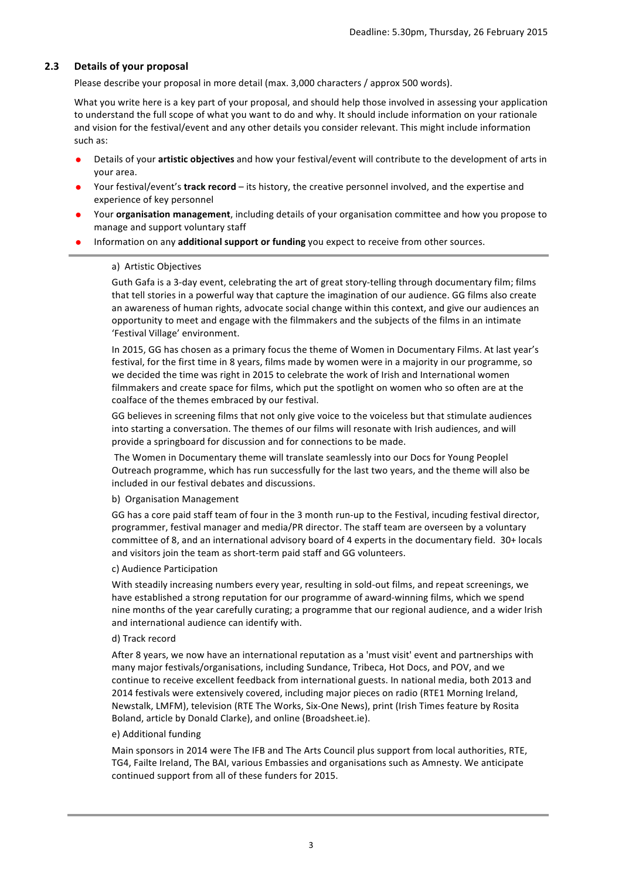Deadline: 5.30pm, Thursday, 26 February 2015

### 2.3 Details of your proposal

Please describe your proposal in more detail (max. 3,000 characters / approx 500 words).

What you write here is a key part of your proposal, and should help those involved in assessing your application to understand the full scope of what you want to do and why. It should include information on your rationale and vision for the festival/event and any other details you consider relevant. This might include information such as:

- Details of your **artistic objectives** and how your festival/event will contribute to the development of arts in your area.
- Your festival/event's **track record** – its history, the creative personnel involved, and the expertise and experience of key personnel
- Your **organisation management**, including details of your organisation committee and how you propose to manage and support voluntary staff
- Information on any **additional support or funding** you expect to receive from other sources.

---

a) Artistic Objectives

Guth Gafa is a 3-day event, celebrating the art of great story-telling through documentary film; films that tell stories in a powerful way that capture the imagination of our audience. GG films also create an awareness of human rights, advocate social change within this context, and give our audiences an opportunity to meet and engage with the filmmakers and the subjects of the films in an intimate 'Festival Village' environment.

In 2015, GG has chosen as a primary focus the theme of Women in Documentary Films. At last year's festival, for the first time in 8 years, films made by women were in a majority in our programme, so we decided the time was right in 2015 to celebrate the work of Irish and International women filmmakers and create space for films, which put the spotlight on women who so often are at the coalface of the themes embraced by our festival.

GG believes in screening films that not only give voice to the voiceless but that stimulate audiences into starting a conversation. The themes of our films will resonate with Irish audiences, and will provide a springboard for discussion and for connections to be made.

The Women in Documentary theme will translate seamlessly into our Docs for Young Peoplel Outreach programme, which has run successfully for the last two years, and the theme will also be included in our festival debates and discussions.

b) Organisation Management

GG has a core paid staff team of four in the 3 month run-up to the Festival, incuding festival director, programmer, festival manager and media/PR director. The staff team are overseen by a voluntary committee of 8, and an international advisory board of 4 experts in the documentary field. 30+ locals and visitors join the team as short-term paid staff and GG volunteers.

c) Audience Participation

With steadily increasing numbers every year, resulting in sold-out films, and repeat screenings, we have established a strong reputation for our programme of award-winning films, which we spend nine months of the year carefully curating; a programme that our regional audience, and a wider Irish and international audience can identify with.

d) Track record

After 8 years, we now have an international reputation as a 'must visit' event and partnerships with many major festivals/organisations, including Sundance, Tribeca, Hot Docs, and POV, and we continue to receive excellent feedback from international guests. In national media, both 2013 and 2014 festivals were extensively covered, including major pieces on radio (RTE1 Morning Ireland, Newstalk, LMFM), television (RTE The Works, Six-One News), print (Irish Times feature by Rosita Boland, article by Donald Clarke), and online (Broadsheet.ie).

e) Additional funding

Main sponsors in 2014 were The IFB and The Arts Council plus support from local authorities, RTE, TG4, Failte Ireland, The BAI, various Embassies and organisations such as Amnesty. We anticipate continued support from all of these funders for 2015.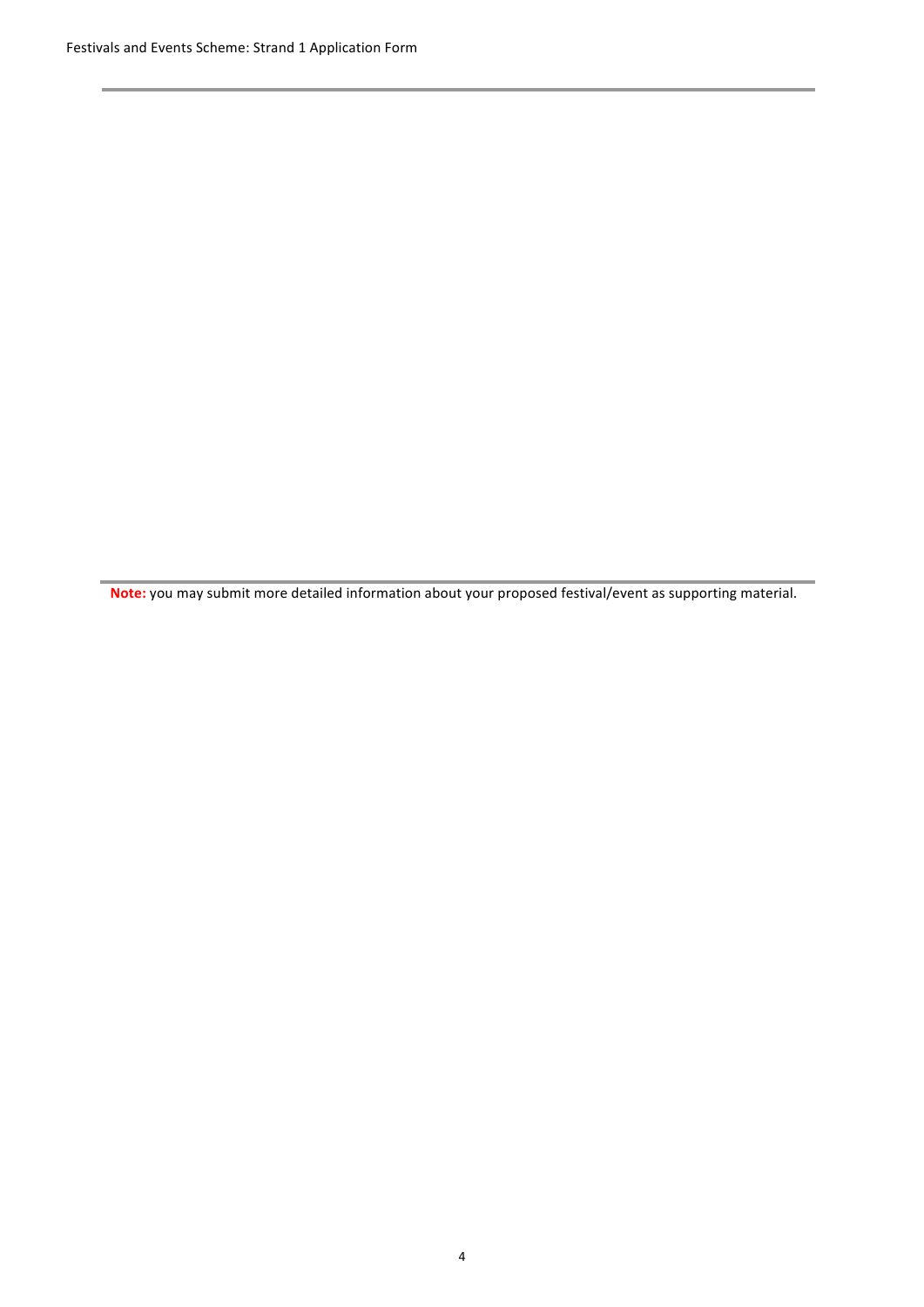**Note:** you may submit more detailed information about your proposed festival/event as supporting material.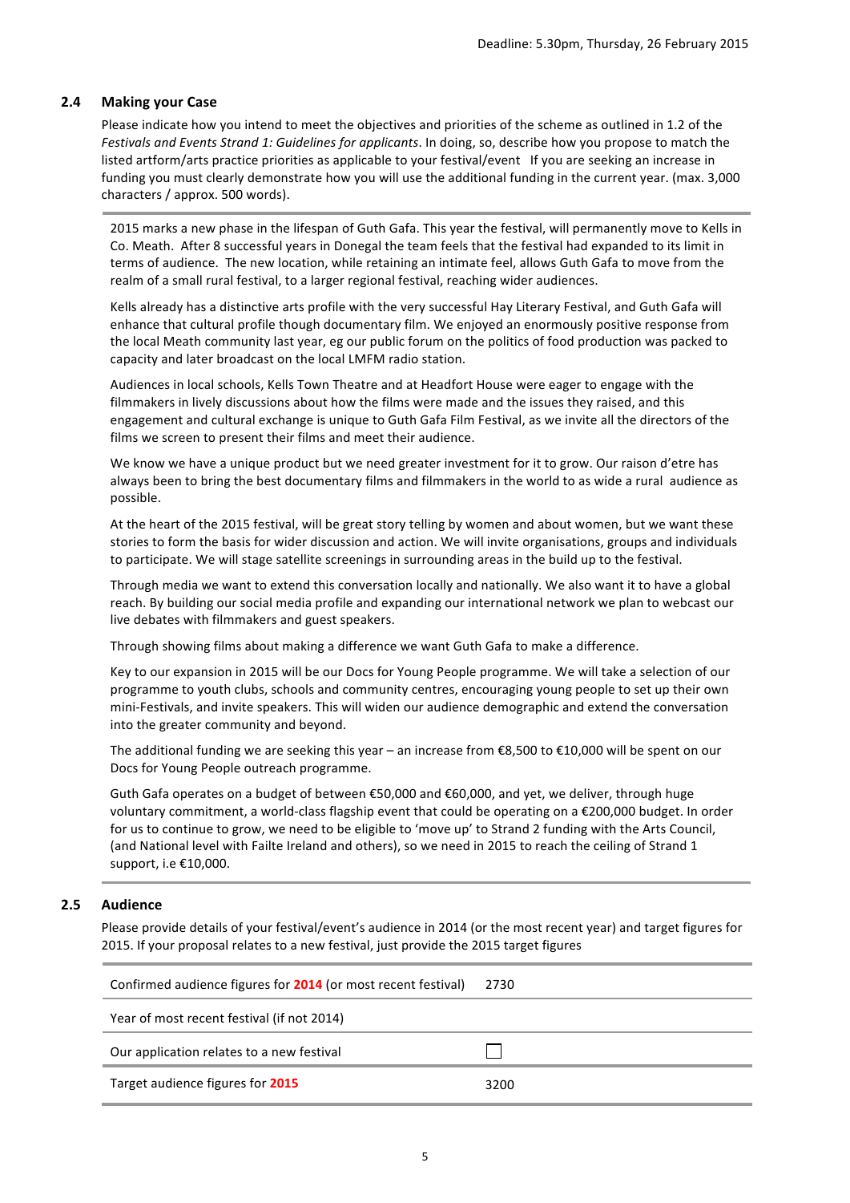## 2.4 Making your Case

Please indicate how you intend to meet the objectives and priorities of the scheme as outlined in 1.2 of the *Festivals and Events Strand 1: Guidelines for applicants*. In doing, so, describe how you propose to match the listed artform/arts practice priorities as applicable to your festival/event If you are seeking an increase in funding you must clearly demonstrate how you will use the additional funding in the current year. (max. 3,000 characters / approx. 500 words).

2015 marks a new phase in the lifespan of Guth Gafa. This year the festival, will permanently move to Kells in Co. Meath. After 8 successful years in Donegal the team feels that the festival had expanded to its limit in terms of audience. The new location, while retaining an intimate feel, allows Guth Gafa to move from the realm of a small rural festival, to a larger regional festival, reaching wider audiences.

Kells already has a distinctive arts profile with the very successful Hay Literary Festival, and Guth Gafa will enhance that cultural profile though documentary film. We enjoyed an enormously positive response from the local Meath community last year, eg our public forum on the politics of food production was packed to capacity and later broadcast on the local LMFM radio station.

Audiences in local schools, Kells Town Theatre and at Headfort House were eager to engage with the filmmakers in lively discussions about how the films were made and the issues they raised, and this engagement and cultural exchange is unique to Guth Gafa Film Festival, as we invite all the directors of the films we screen to present their films and meet their audience.

We know we have a unique product but we need greater investment for it to grow. Our raison d'etre has always been to bring the best documentary films and filmmakers in the world to as wide a rural audience as possible.

At the heart of the 2015 festival, will be great story telling by women and about women, but we want these stories to form the basis for wider discussion and action. We will invite organisations, groups and individuals to participate. We will stage satellite screenings in surrounding areas in the build up to the festival.

Through media we want to extend this conversation locally and nationally. We also want it to have a global reach. By building our social media profile and expanding our international network we plan to webcast our live debates with filmmakers and guest speakers.

Through showing films about making a difference we want Guth Gafa to make a difference.

Key to our expansion in 2015 will be our Docs for Young People programme. We will take a selection of our programme to youth clubs, schools and community centres, encouraging young people to set up their own mini-Festivals, and invite speakers. This will widen our audience demographic and extend the conversation into the greater community and beyond.

The additional funding we are seeking this year – an increase from €8,500 to €10,000 will be spent on our Docs for Young People outreach programme.

Guth Gafa operates on a budget of between €50,000 and €60,000, and yet, we deliver, through huge voluntary commitment, a world-class flagship event that could be operating on a €200,000 budget. In order for us to continue to grow, we need to be eligible to 'move up' to Strand 2 funding with the Arts Council, (and National level with Failte Ireland and others), so we need in 2015 to reach the ceiling of Strand 1 support, i.e €10,000.

## 2.5 Audience

Please provide details of your festival/event's audience in 2014 (or the most recent year) and target figures for 2015. If your proposal relates to a new festival, just provide the 2015 target figures

| | |
|---|---|
| Confirmed audience figures for **2014** (or most recent festival) | 2730 |
| Year of most recent festival (if not 2014) | |
| Our application relates to a new festival | ☐ |
| Target audience figures for **2015** | 3200 |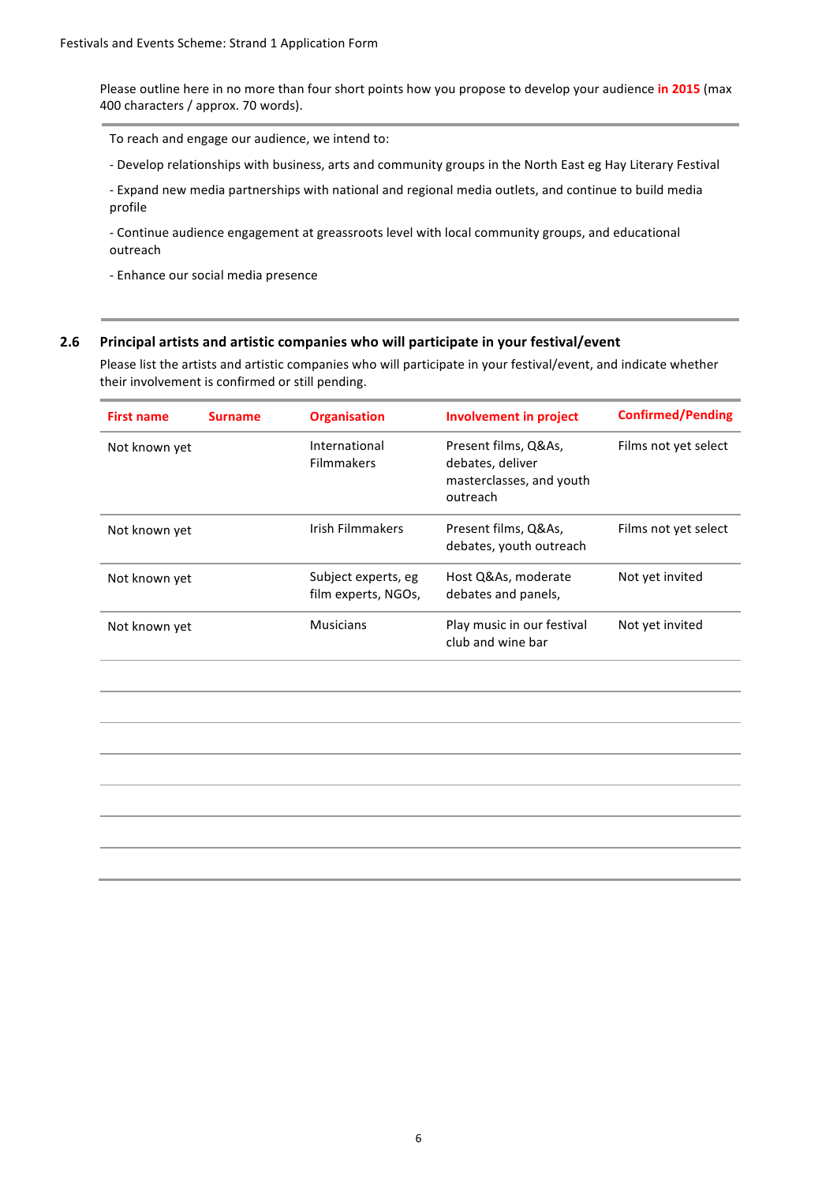Please outline here in no more than four short points how you propose to develop your audience **in 2015** (max 400 characters / approx. 70 words).

To reach and engage our audience, we intend to:

- Develop relationships with business, arts and community groups in the North East eg Hay Literary Festival

- Expand new media partnerships with national and regional media outlets, and continue to build media profile

- Continue audience engagement at greassroots level with local community groups, and educational outreach

- Enhance our social media presence

## 2.6 Principal artists and artistic companies who will participate in your festival/event

Please list the artists and artistic companies who will participate in your festival/event, and indicate whether their involvement is confirmed or still pending.

| First name | Surname | Organisation | Involvement in project | Confirmed/Pending |
|---|---|---|---|---|
| Not known yet | | International Filmmakers | Present films, Q&As, debates, deliver masterclasses, and youth outreach | Films not yet select |
| Not known yet | | Irish Filmmakers | Present films, Q&As, debates, youth outreach | Films not yet select |
| Not known yet | | Subject experts, eg film experts, NGOs, | Host Q&As, moderate debates and panels, | Not yet invited |
| Not known yet | | Musicians | Play music in our festival club and wine bar | Not yet invited |
| | | | | |
| | | | | |
| | | | | |
| | | | | |
| | | | | |
| | | | | |
| | | | | |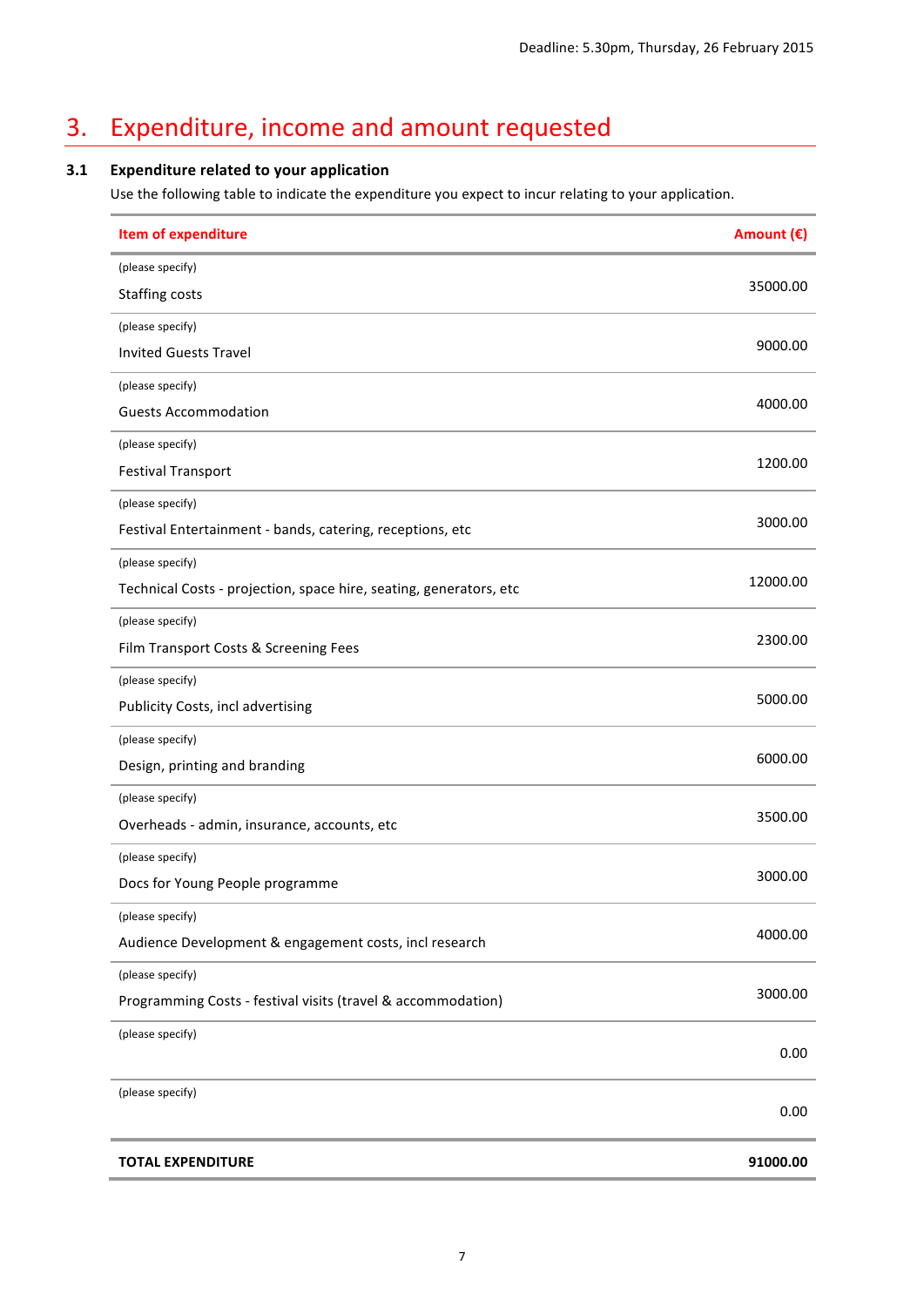Deadline: 5.30pm, Thursday, 26 February 2015

# 3. Expenditure, income and amount requested

### 3.1 Expenditure related to your application

Use the following table to indicate the expenditure you expect to incur relating to your application.

| Item of expenditure | Amount (€) |
|---|---|
| (please specify) Staffing costs | 35000.00 |
| (please specify) Invited Guests Travel | 9000.00 |
| (please specify) Guests Accommodation | 4000.00 |
| (please specify) Festival Transport | 1200.00 |
| (please specify) Festival Entertainment - bands, catering, receptions, etc | 3000.00 |
| (please specify) Technical Costs - projection, space hire, seating, generators, etc | 12000.00 |
| (please specify) Film Transport Costs & Screening Fees | 2300.00 |
| (please specify) Publicity Costs, incl advertising | 5000.00 |
| (please specify) Design, printing and branding | 6000.00 |
| (please specify) Overheads - admin, insurance, accounts, etc | 3500.00 |
| (please specify) Docs for Young People programme | 3000.00 |
| (please specify) Audience Development & engagement costs, incl research | 4000.00 |
| (please specify) Programming Costs - festival visits (travel & accommodation) | 3000.00 |
| (please specify) | 0.00 |
| (please specify) | 0.00 |
| **TOTAL EXPENDITURE** | **91000.00** |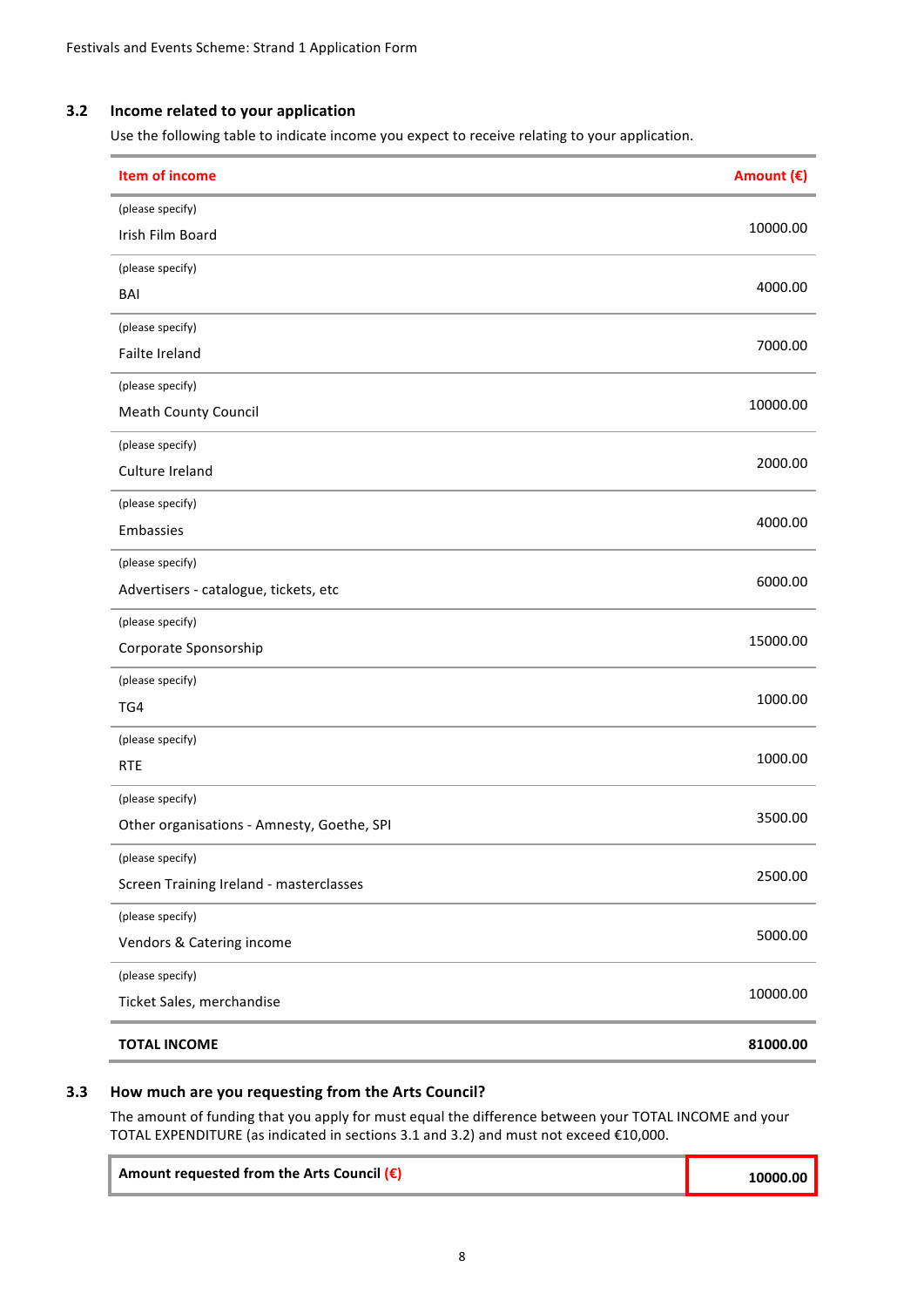### 3.2 Income related to your application

Use the following table to indicate income you expect to receive relating to your application.

| Item of income | Amount (€) |
|---|---|
| (please specify)<br>Irish Film Board | 10000.00 |
| (please specify)<br>BAI | 4000.00 |
| (please specify)<br>Failte Ireland | 7000.00 |
| (please specify)<br>Meath County Council | 10000.00 |
| (please specify)<br>Culture Ireland | 2000.00 |
| (please specify)<br>Embassies | 4000.00 |
| (please specify)<br>Advertisers - catalogue, tickets, etc | 6000.00 |
| (please specify)<br>Corporate Sponsorship | 15000.00 |
| (please specify)<br>TG4 | 1000.00 |
| (please specify)<br>RTE | 1000.00 |
| (please specify)<br>Other organisations - Amnesty, Goethe, SPI | 3500.00 |
| (please specify)<br>Screen Training Ireland - masterclasses | 2500.00 |
| (please specify)<br>Vendors & Catering income | 5000.00 |
| (please specify)<br>Ticket Sales, merchandise | 10000.00 |
| **TOTAL INCOME** | **81000.00** |

### 3.3 How much are you requesting from the Arts Council?

The amount of funding that you apply for must equal the difference between your TOTAL INCOME and your TOTAL EXPENDITURE (as indicated in sections 3.1 and 3.2) and must not exceed €10,000.

| | |
|---|---|
| **Amount requested from the Arts Council (€)** | **10000.00** |